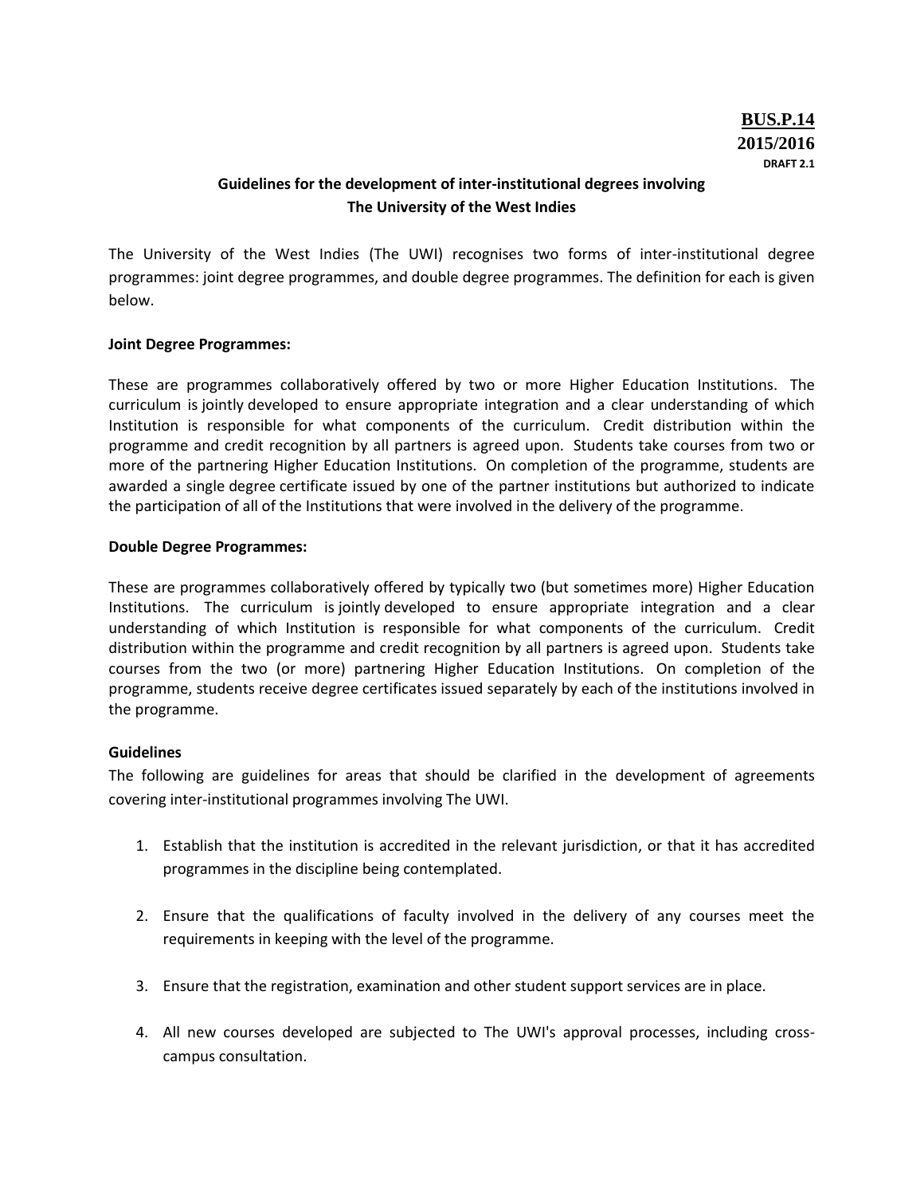**BUS.P.14**
**2015/2016**
**DRAFT 2.1**

## Guidelines for the development of inter-institutional degrees involving The University of the West Indies

The University of the West Indies (The UWI) recognises two forms of inter-institutional degree programmes: joint degree programmes, and double degree programmes. The definition for each is given below.

### Joint Degree Programmes:

These are programmes collaboratively offered by two or more Higher Education Institutions. The curriculum is jointly developed to ensure appropriate integration and a clear understanding of which Institution is responsible for what components of the curriculum. Credit distribution within the programme and credit recognition by all partners is agreed upon. Students take courses from two or more of the partnering Higher Education Institutions. On completion of the programme, students are awarded a single degree certificate issued by one of the partner institutions but authorized to indicate the participation of all of the Institutions that were involved in the delivery of the programme.

### Double Degree Programmes:

These are programmes collaboratively offered by typically two (but sometimes more) Higher Education Institutions. The curriculum is jointly developed to ensure appropriate integration and a clear understanding of which Institution is responsible for what components of the curriculum. Credit distribution within the programme and credit recognition by all partners is agreed upon. Students take courses from the two (or more) partnering Higher Education Institutions. On completion of the programme, students receive degree certificates issued separately by each of the institutions involved in the programme.

### Guidelines

The following are guidelines for areas that should be clarified in the development of agreements covering inter-institutional programmes involving The UWI.

1. Establish that the institution is accredited in the relevant jurisdiction, or that it has accredited programmes in the discipline being contemplated.

2. Ensure that the qualifications of faculty involved in the delivery of any courses meet the requirements in keeping with the level of the programme.

3. Ensure that the registration, examination and other student support services are in place.

4. All new courses developed are subjected to The UWI's approval processes, including cross-campus consultation.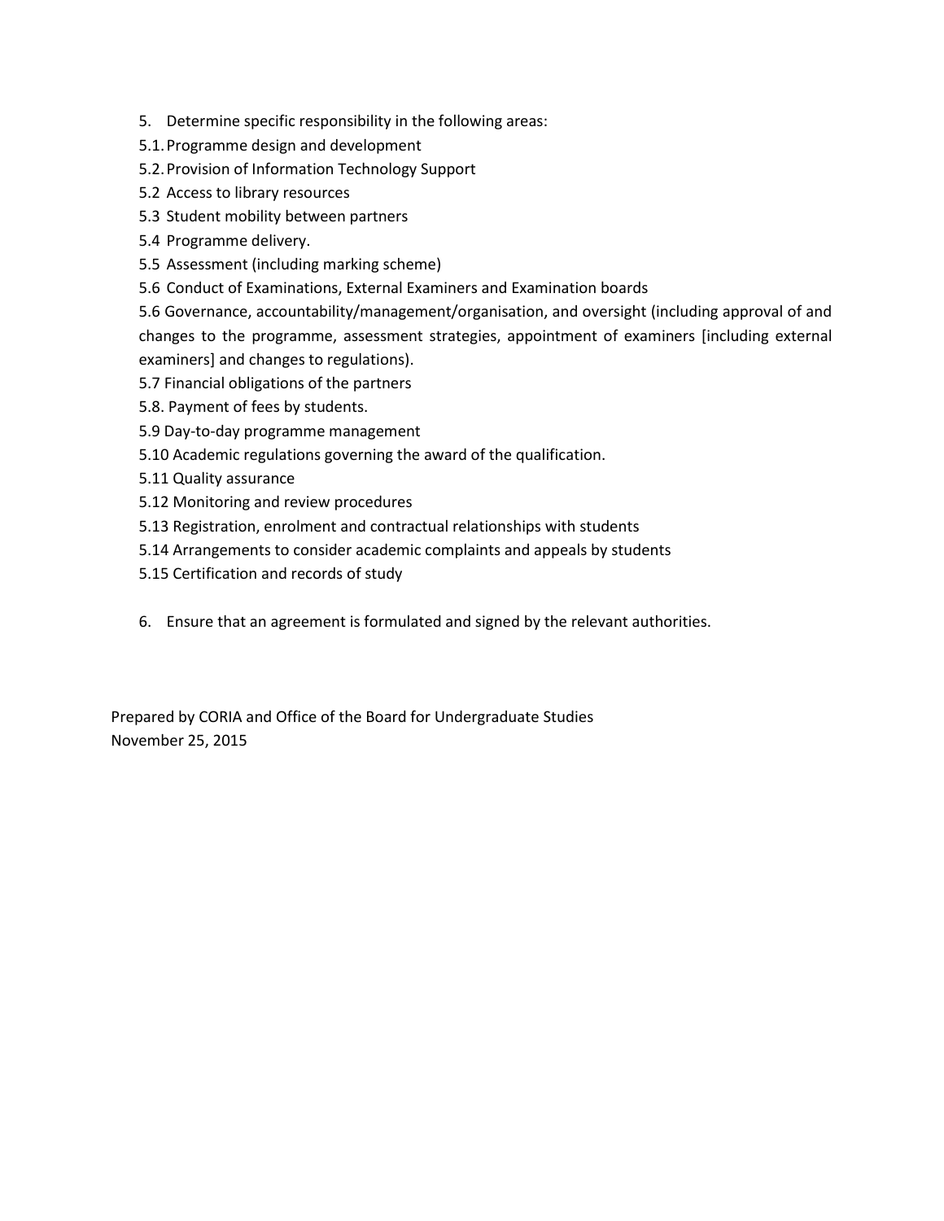5. Determine specific responsibility in the following areas:

5.1. Programme design and development

5.2. Provision of Information Technology Support

5.2 Access to library resources

5.3 Student mobility between partners

5.4 Programme delivery.

5.5 Assessment (including marking scheme)

5.6 Conduct of Examinations, External Examiners and Examination boards

5.6 Governance, accountability/management/organisation, and oversight (including approval of and changes to the programme, assessment strategies, appointment of examiners [including external examiners] and changes to regulations).

5.7 Financial obligations of the partners

5.8. Payment of fees by students.

5.9 Day-to-day programme management

5.10 Academic regulations governing the award of the qualification.

5.11 Quality assurance

5.12 Monitoring and review procedures

5.13 Registration, enrolment and contractual relationships with students

5.14 Arrangements to consider academic complaints and appeals by students

5.15 Certification and records of study

6. Ensure that an agreement is formulated and signed by the relevant authorities.

Prepared by CORIA and Office of the Board for Undergraduate Studies
November 25, 2015